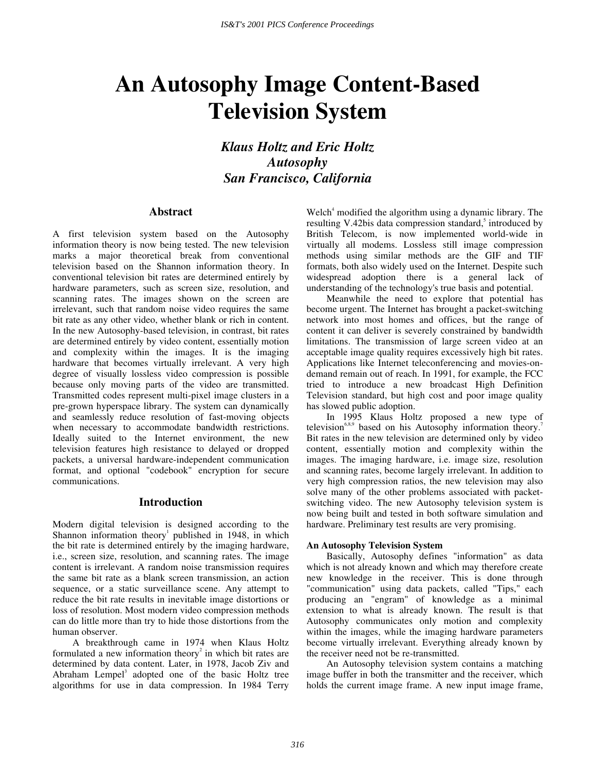# An Autosophy Image Content-Based Television System

***Klaus Holtz and Eric Holtz***
***Autosophy***
***San Francisco, California***

## Abstract

A first television system based on the Autosophy information theory is now being tested. The new television marks a major theoretical break from conventional television based on the Shannon information theory. In conventional television bit rates are determined entirely by hardware parameters, such as screen size, resolution, and scanning rates. The images shown on the screen are irrelevant, such that random noise video requires the same bit rate as any other video, whether blank or rich in content. In the new Autosophy-based television, in contrast, bit rates are determined entirely by video content, essentially motion and complexity within the images. It is the imaging hardware that becomes virtually irrelevant. A very high degree of visually lossless video compression is possible because only moving parts of the video are transmitted. Transmitted codes represent multi-pixel image clusters in a pre-grown hyperspace library. The system can dynamically and seamlessly reduce resolution of fast-moving objects when necessary to accommodate bandwidth restrictions. Ideally suited to the Internet environment, the new television features high resistance to delayed or dropped packets, a universal hardware-independent communication format, and optional "codebook" encryption for secure communications.

## Introduction

Modern digital television is designed according to the Shannon information theory[1] published in 1948, in which the bit rate is determined entirely by the imaging hardware, i.e., screen size, resolution, and scanning rates. The image content is irrelevant. A random noise transmission requires the same bit rate as a blank screen transmission, an action sequence, or a static surveillance scene. Any attempt to reduce the bit rate results in inevitable image distortions or loss of resolution. Most modern video compression methods can do little more than try to hide those distortions from the human observer.

A breakthrough came in 1974 when Klaus Holtz formulated a new information theory[2] in which bit rates are determined by data content. Later, in 1978, Jacob Ziv and Abraham Lempel[3] adopted one of the basic Holtz tree algorithms for use in data compression. In 1984 Terry Welch[4] modified the algorithm using a dynamic library. The resulting V.42bis data compression standard,[5] introduced by British Telecom, is now implemented world-wide in virtually all modems. Lossless still image compression methods using similar methods are the GIF and TIF formats, both also widely used on the Internet. Despite such widespread adoption there is a general lack of understanding of the technology's true basis and potential.

Meanwhile the need to explore that potential has become urgent. The Internet has brought a packet-switching network into most homes and offices, but the range of content it can deliver is severely constrained by bandwidth limitations. The transmission of large screen video at an acceptable image quality requires excessively high bit rates. Applications like Internet teleconferencing and movies-on-demand remain out of reach. In 1991, for example, the FCC tried to introduce a new broadcast High Definition Television standard, but high cost and poor image quality has slowed public adoption.

In 1995 Klaus Holtz proposed a new type of television[6,8,9] based on his Autosophy information theory.[7] Bit rates in the new television are determined only by video content, essentially motion and complexity within the images. The imaging hardware, i.e. image size, resolution and scanning rates, become largely irrelevant. In addition to very high compression ratios, the new television may also solve many of the other problems associated with packet-switching video. The new Autosophy television system is now being built and tested in both software simulation and hardware. Preliminary test results are very promising.

**An Autosophy Television System**

Basically, Autosophy defines "information" as data which is not already known and which may therefore create new knowledge in the receiver. This is done through "communication" using data packets, called "Tips," each producing an "engram" of knowledge as a minimal extension to what is already known. The result is that Autosophy communicates only motion and complexity within the images, while the imaging hardware parameters become virtually irrelevant. Everything already known by the receiver need not be re-transmitted.

An Autosophy television system contains a matching image buffer in both the transmitter and the receiver, which holds the current image frame. A new input image frame,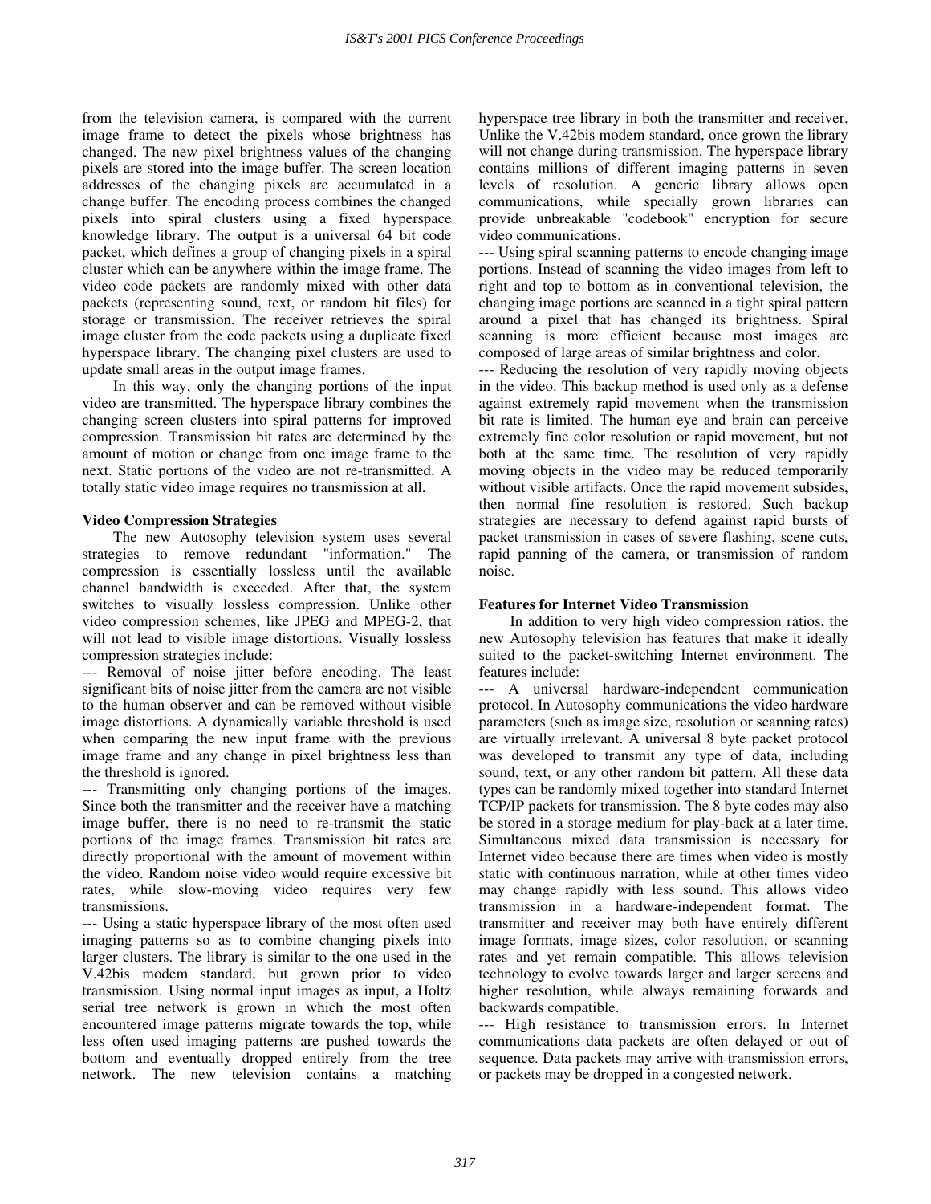from the television camera, is compared with the current image frame to detect the pixels whose brightness has changed. The new pixel brightness values of the changing pixels are stored into the image buffer. The screen location addresses of the changing pixels are accumulated in a change buffer. The encoding process combines the changed pixels into spiral clusters using a fixed hyperspace knowledge library. The output is a universal 64 bit code packet, which defines a group of changing pixels in a spiral cluster which can be anywhere within the image frame. The video code packets are randomly mixed with other data packets (representing sound, text, or random bit files) for storage or transmission. The receiver retrieves the spiral image cluster from the code packets using a duplicate fixed hyperspace library. The changing pixel clusters are used to update small areas in the output image frames.

In this way, only the changing portions of the input video are transmitted. The hyperspace library combines the changing screen clusters into spiral patterns for improved compression. Transmission bit rates are determined by the amount of motion or change from one image frame to the next. Static portions of the video are not re-transmitted. A totally static video image requires no transmission at all.

**Video Compression Strategies**

The new Autosophy television system uses several strategies to remove redundant "information." The compression is essentially lossless until the available channel bandwidth is exceeded. After that, the system switches to visually lossless compression. Unlike other video compression schemes, like JPEG and MPEG-2, that will not lead to visible image distortions. Visually lossless compression strategies include:

--- Removal of noise jitter before encoding. The least significant bits of noise jitter from the camera are not visible to the human observer and can be removed without visible image distortions. A dynamically variable threshold is used when comparing the new input frame with the previous image frame and any change in pixel brightness less than the threshold is ignored.

--- Transmitting only changing portions of the images. Since both the transmitter and the receiver have a matching image buffer, there is no need to re-transmit the static portions of the image frames. Transmission bit rates are directly proportional with the amount of movement within the video. Random noise video would require excessive bit rates, while slow-moving video requires very few transmissions.

--- Using a static hyperspace library of the most often used imaging patterns so as to combine changing pixels into larger clusters. The library is similar to the one used in the V.42bis modem standard, but grown prior to video transmission. Using normal input images as input, a Holtz serial tree network is grown in which the most often encountered image patterns migrate towards the top, while less often used imaging patterns are pushed towards the bottom and eventually dropped entirely from the tree network. The new television contains a matching hyperspace tree library in both the transmitter and receiver. Unlike the V.42bis modem standard, once grown the library will not change during transmission. The hyperspace library contains millions of different imaging patterns in seven levels of resolution. A generic library allows open communications, while specially grown libraries can provide unbreakable "codebook" encryption for secure video communications.

--- Using spiral scanning patterns to encode changing image portions. Instead of scanning the video images from left to right and top to bottom as in conventional television, the changing image portions are scanned in a tight spiral pattern around a pixel that has changed its brightness. Spiral scanning is more efficient because most images are composed of large areas of similar brightness and color.

--- Reducing the resolution of very rapidly moving objects in the video. This backup method is used only as a defense against extremely rapid movement when the transmission bit rate is limited. The human eye and brain can perceive extremely fine color resolution or rapid movement, but not both at the same time. The resolution of very rapidly moving objects in the video may be reduced temporarily without visible artifacts. Once the rapid movement subsides, then normal fine resolution is restored. Such backup strategies are necessary to defend against rapid bursts of packet transmission in cases of severe flashing, scene cuts, rapid panning of the camera, or transmission of random noise.

**Features for Internet Video Transmission**

In addition to very high video compression ratios, the new Autosophy television has features that make it ideally suited to the packet-switching Internet environment. The features include:

--- A universal hardware-independent communication protocol. In Autosophy communications the video hardware parameters (such as image size, resolution or scanning rates) are virtually irrelevant. A universal 8 byte packet protocol was developed to transmit any type of data, including sound, text, or any other random bit pattern. All these data types can be randomly mixed together into standard Internet TCP/IP packets for transmission. The 8 byte codes may also be stored in a storage medium for play-back at a later time. Simultaneous mixed data transmission is necessary for Internet video because there are times when video is mostly static with continuous narration, while at other times video may change rapidly with less sound. This allows video transmission in a hardware-independent format. The transmitter and receiver may both have entirely different image formats, image sizes, color resolution, or scanning rates and yet remain compatible. This allows television technology to evolve towards larger and larger screens and higher resolution, while always remaining forwards and backwards compatible.

--- High resistance to transmission errors. In Internet communications data packets are often delayed or out of sequence. Data packets may arrive with transmission errors, or packets may be dropped in a congested network.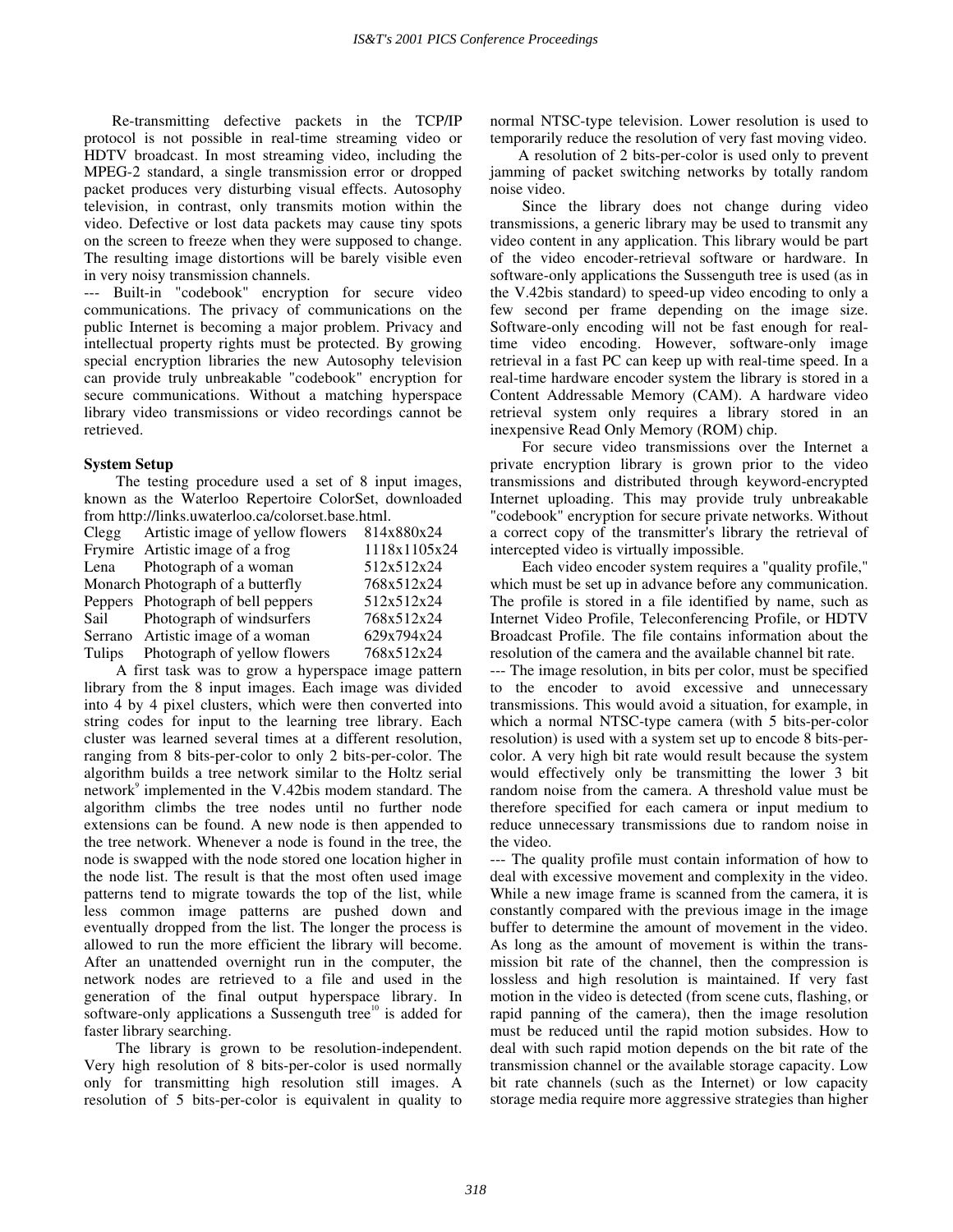Re-transmitting defective packets in the TCP/IP protocol is not possible in real-time streaming video or HDTV broadcast. In most streaming video, including the MPEG-2 standard, a single transmission error or dropped packet produces very disturbing visual effects. Autosophy television, in contrast, only transmits motion within the video. Defective or lost data packets may cause tiny spots on the screen to freeze when they were supposed to change. The resulting image distortions will be barely visible even in very noisy transmission channels.

--- Built-in "codebook" encryption for secure video communications. The privacy of communications on the public Internet is becoming a major problem. Privacy and intellectual property rights must be protected. By growing special encryption libraries the new Autosophy television can provide truly unbreakable "codebook" encryption for secure communications. Without a matching hyperspace library video transmissions or video recordings cannot be retrieved.

**System Setup**

The testing procedure used a set of 8 input images, known as the Waterloo Repertoire ColorSet, downloaded from http://links.uwaterloo.ca/colorset.base.html.

| | | |
|---|---|---|
| Clegg | Artistic image of yellow flowers | 814x880x24 |
| Frymire | Artistic image of a frog | 1118x1105x24 |
| Lena | Photograph of a woman | 512x512x24 |
| Monarch | Photograph of a butterfly | 768x512x24 |
| Peppers | Photograph of bell peppers | 512x512x24 |
| Sail | Photograph of windsurfers | 768x512x24 |
| Serrano | Artistic image of a woman | 629x794x24 |
| Tulips | Photograph of yellow flowers | 768x512x24 |

A first task was to grow a hyperspace image pattern library from the 8 input images. Each image was divided into 4 by 4 pixel clusters, which were then converted into string codes for input to the learning tree library. Each cluster was learned several times at a different resolution, ranging from 8 bits-per-color to only 2 bits-per-color. The algorithm builds a tree network similar to the Holtz serial network[9] implemented in the V.42bis modem standard. The algorithm climbs the tree nodes until no further node extensions can be found. A new node is then appended to the tree network. Whenever a node is found in the tree, the node is swapped with the node stored one location higher in the node list. The result is that the most often used image patterns tend to migrate towards the top of the list, while less common image patterns are pushed down and eventually dropped from the list. The longer the process is allowed to run the more efficient the library will become. After an unattended overnight run in the computer, the network nodes are retrieved to a file and used in the generation of the final output hyperspace library. In software-only applications a Sussenguth tree[10] is added for faster library searching.

The library is grown to be resolution-independent. Very high resolution of 8 bits-per-color is used normally only for transmitting high resolution still images. A resolution of 5 bits-per-color is equivalent in quality to normal NTSC-type television. Lower resolution is used to temporarily reduce the resolution of very fast moving video.

A resolution of 2 bits-per-color is used only to prevent jamming of packet switching networks by totally random noise video.

Since the library does not change during video transmissions, a generic library may be used to transmit any video content in any application. This library would be part of the video encoder-retrieval software or hardware. In software-only applications the Sussenguth tree is used (as in the V.42bis standard) to speed-up video encoding to only a few second per frame depending on the image size. Software-only encoding will not be fast enough for real-time video encoding. However, software-only image retrieval in a fast PC can keep up with real-time speed. In a real-time hardware encoder system the library is stored in a Content Addressable Memory (CAM). A hardware video retrieval system only requires a library stored in an inexpensive Read Only Memory (ROM) chip.

For secure video transmissions over the Internet a private encryption library is grown prior to the video transmissions and distributed through keyword-encrypted Internet uploading. This may provide truly unbreakable "codebook" encryption for secure private networks. Without a correct copy of the transmitter's library the retrieval of intercepted video is virtually impossible.

Each video encoder system requires a "quality profile," which must be set up in advance before any communication. The profile is stored in a file identified by name, such as Internet Video Profile, Teleconferencing Profile, or HDTV Broadcast Profile. The file contains information about the resolution of the camera and the available channel bit rate.

--- The image resolution, in bits per color, must be specified to the encoder to avoid excessive and unnecessary transmissions. This would avoid a situation, for example, in which a normal NTSC-type camera (with 5 bits-per-color resolution) is used with a system set up to encode 8 bits-per-color. A very high bit rate would result because the system would effectively only be transmitting the lower 3 bit random noise from the camera. A threshold value must be therefore specified for each camera or input medium to reduce unnecessary transmissions due to random noise in the video.

--- The quality profile must contain information of how to deal with excessive movement and complexity in the video. While a new image frame is scanned from the camera, it is constantly compared with the previous image in the image buffer to determine the amount of movement in the video. As long as the amount of movement is within the transmission bit rate of the channel, then the compression is lossless and high resolution is maintained. If very fast motion in the video is detected (from scene cuts, flashing, or rapid panning of the camera), then the image resolution must be reduced until the rapid motion subsides. How to deal with such rapid motion depends on the bit rate of the transmission channel or the available storage capacity. Low bit rate channels (such as the Internet) or low capacity storage media require more aggressive strategies than higher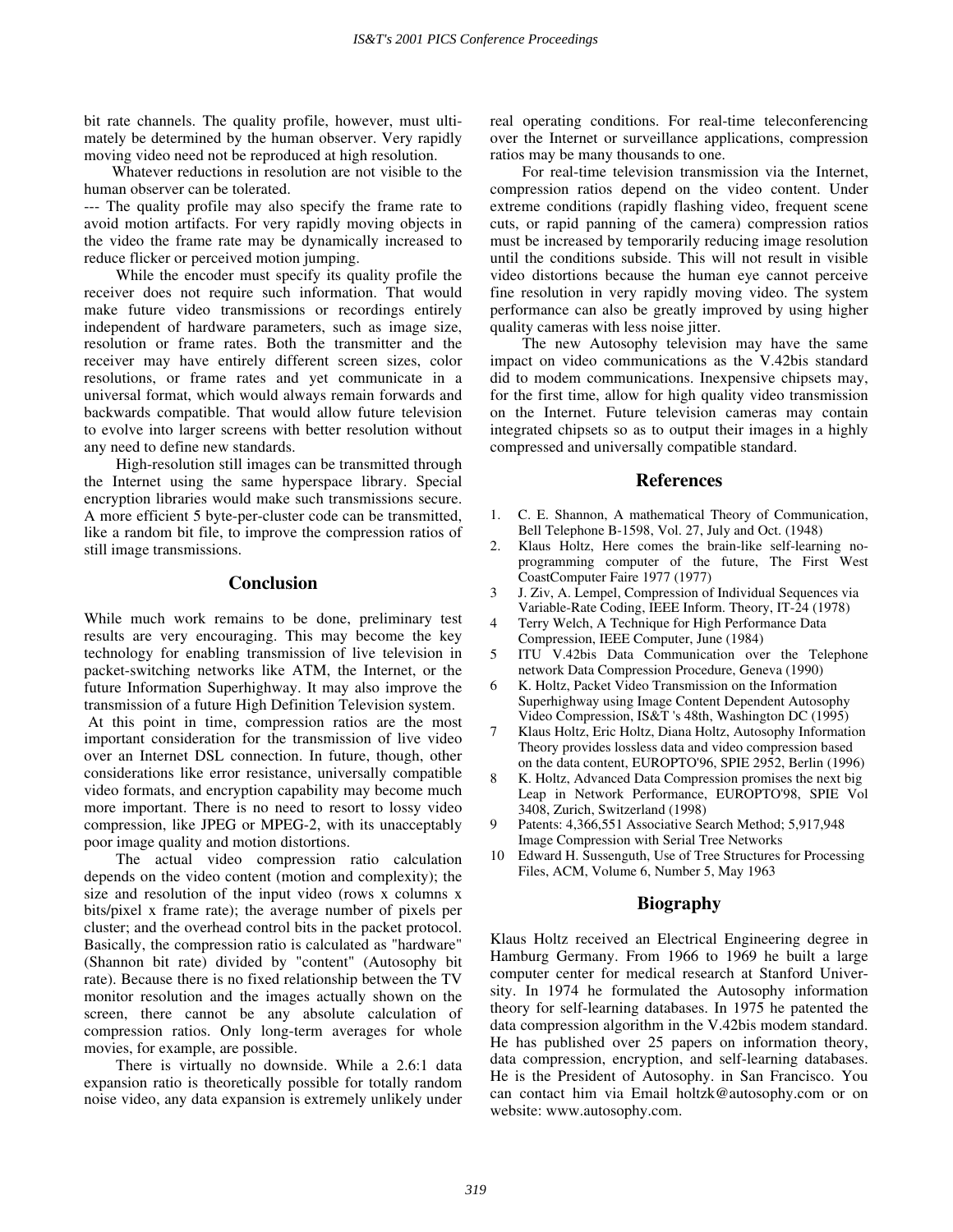bit rate channels. The quality profile, however, must ultimately be determined by the human observer. Very rapidly moving video need not be reproduced at high resolution.

Whatever reductions in resolution are not visible to the human observer can be tolerated.

--- The quality profile may also specify the frame rate to avoid motion artifacts. For very rapidly moving objects in the video the frame rate may be dynamically increased to reduce flicker or perceived motion jumping.

While the encoder must specify its quality profile the receiver does not require such information. That would make future video transmissions or recordings entirely independent of hardware parameters, such as image size, resolution or frame rates. Both the transmitter and the receiver may have entirely different screen sizes, color resolutions, or frame rates and yet communicate in a universal format, which would always remain forwards and backwards compatible. That would allow future television to evolve into larger screens with better resolution without any need to define new standards.

High-resolution still images can be transmitted through the Internet using the same hyperspace library. Special encryption libraries would make such transmissions secure. A more efficient 5 byte-per-cluster code can be transmitted, like a random bit file, to improve the compression ratios of still image transmissions.

## Conclusion

While much work remains to be done, preliminary test results are very encouraging. This may become the key technology for enabling transmission of live television in packet-switching networks like ATM, the Internet, or the future Information Superhighway. It may also improve the transmission of a future High Definition Television system.

At this point in time, compression ratios are the most important consideration for the transmission of live video over an Internet DSL connection. In future, though, other considerations like error resistance, universally compatible video formats, and encryption capability may become much more important. There is no need to resort to lossy video compression, like JPEG or MPEG-2, with its unacceptably poor image quality and motion distortions.

The actual video compression ratio calculation depends on the video content (motion and complexity); the size and resolution of the input video (rows x columns x bits/pixel x frame rate); the average number of pixels per cluster; and the overhead control bits in the packet protocol. Basically, the compression ratio is calculated as "hardware" (Shannon bit rate) divided by "content" (Autosophy bit rate). Because there is no fixed relationship between the TV monitor resolution and the images actually shown on the screen, there cannot be any absolute calculation of compression ratios. Only long-term averages for whole movies, for example, are possible.

There is virtually no downside. While a 2.6:1 data expansion ratio is theoretically possible for totally random noise video, any data expansion is extremely unlikely under real operating conditions. For real-time teleconferencing over the Internet or surveillance applications, compression ratios may be many thousands to one.

For real-time television transmission via the Internet, compression ratios depend on the video content. Under extreme conditions (rapidly flashing video, frequent scene cuts, or rapid panning of the camera) compression ratios must be increased by temporarily reducing image resolution until the conditions subside. This will not result in visible video distortions because the human eye cannot perceive fine resolution in very rapidly moving video. The system performance can also be greatly improved by using higher quality cameras with less noise jitter.

The new Autosophy television may have the same impact on video communications as the V.42bis standard did to modem communications. Inexpensive chipsets may, for the first time, allow for high quality video transmission on the Internet. Future television cameras may contain integrated chipsets so as to output their images in a highly compressed and universally compatible standard.

## References

1. C. E. Shannon, A mathematical Theory of Communication, Bell Telephone B-1598, Vol. 27, July and Oct. (1948)
2. Klaus Holtz, Here comes the brain-like self-learning no-programming computer of the future, The First West CoastComputer Faire 1977 (1977)
3. J. Ziv, A. Lempel, Compression of Individual Sequences via Variable-Rate Coding, IEEE Inform. Theory, IT-24 (1978)
4. Terry Welch, A Technique for High Performance Data Compression, IEEE Computer, June (1984)
5. ITU V.42bis Data Communication over the Telephone network Data Compression Procedure, Geneva (1990)
6. K. Holtz, Packet Video Transmission on the Information Superhighway using Image Content Dependent Autosophy Video Compression, IS&T 's 48th, Washington DC (1995)
7. Klaus Holtz, Eric Holtz, Diana Holtz, Autosophy Information Theory provides lossless data and video compression based on the data content, EUROPTO'96, SPIE 2952, Berlin (1996)
8. K. Holtz, Advanced Data Compression promises the next big Leap in Network Performance, EUROPTO'98, SPIE Vol 3408, Zurich, Switzerland (1998)
9. Patents: 4,366,551 Associative Search Method; 5,917,948 Image Compression with Serial Tree Networks
10. Edward H. Sussenguth, Use of Tree Structures for Processing Files, ACM, Volume 6, Number 5, May 1963

## Biography

Klaus Holtz received an Electrical Engineering degree in Hamburg Germany. From 1966 to 1969 he built a large computer center for medical research at Stanford University. In 1974 he formulated the Autosophy information theory for self-learning databases. In 1975 he patented the data compression algorithm in the V.42bis modem standard. He has published over 25 papers on information theory, data compression, encryption, and self-learning databases. He is the President of Autosophy. in San Francisco. You can contact him via Email holtzk@autosophy.com or on website: www.autosophy.com.